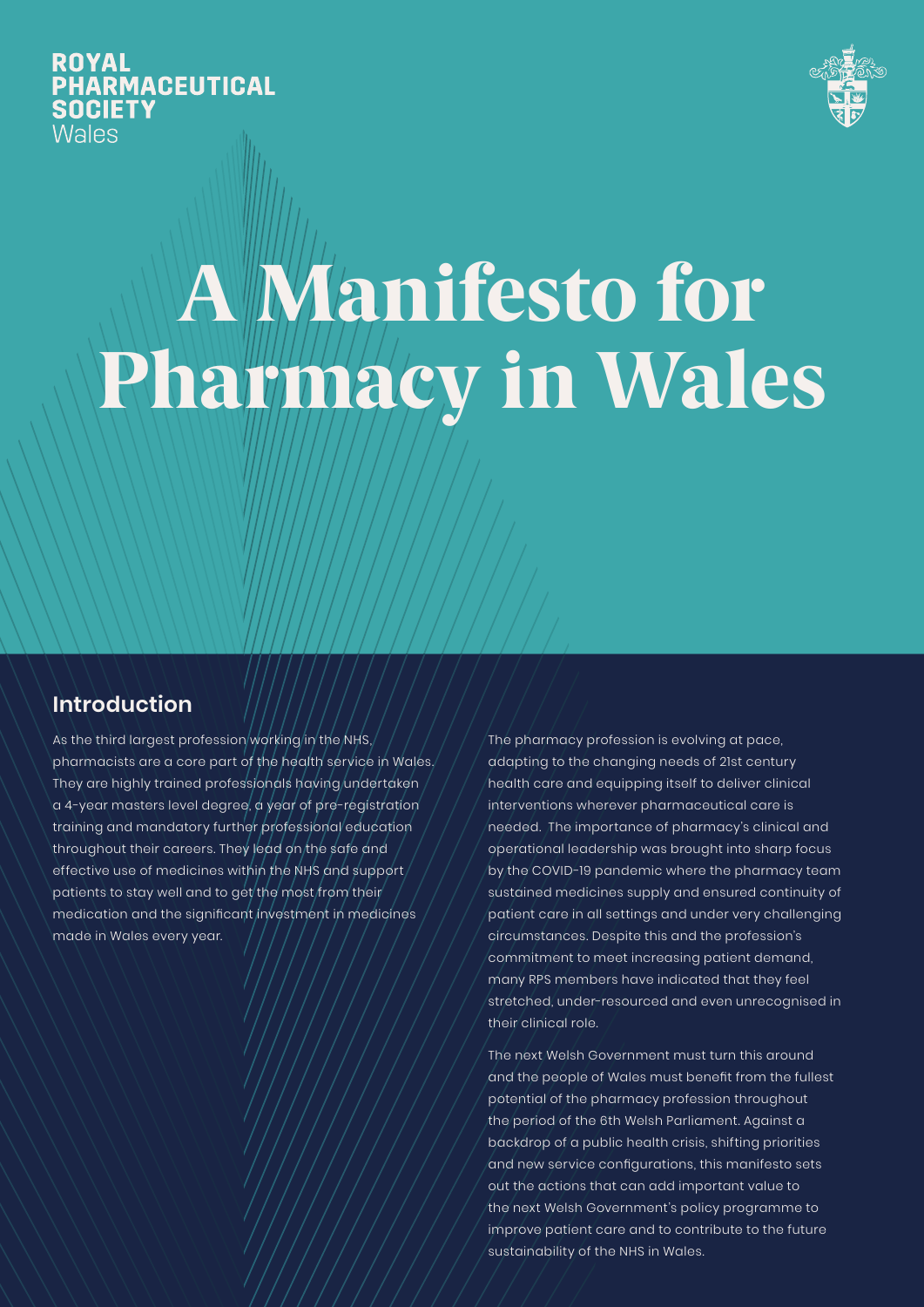ROYAL PHARMACEUTICAL SOCIETY Wales

# A Manifesto for Pharmacy in Wales

## Introduction

As the third largest profession working in the NHS, pharmacists are a core part of the health service in Wales. They are highly trained professionals having undertaken a 4-year masters level degree, a year of pre-registration training and mandatory further professional education throughout their careers. They lead on the safe and effective use of medicines within the NHS and support patients to stay well and to get the most from their medication and the significant investment in medicines made in Wales every year.

The pharmacy profession is evolving at pace, adapting to the changing needs of 21st century health care and equipping itself to deliver clinical interventions wherever pharmaceutical care is needed. The importance of pharmacy's clinical and operational leadership was brought into sharp focus by the COVID-19 pandemic where the pharmacy team sustained medicines supply and ensured continuity of patient care in all settings and under very challenging circumstances. Despite this and the profession's commitment to meet increasing patient demand, many RPS members have indicated that they feel stretched, under-resourced and even unrecognised in their clinical role.

The next Welsh Government must turn this around and the people of Wales must benefit from the fullest potential of the pharmacy profession throughout the period of the 6th Welsh Parliament. Against a backdrop of a public health crisis, shifting priorities and new service configurations, this manifesto sets out the actions that can add important value to the next Welsh Government's policy programme to improve patient care and to contribute to the future sustainability of the NHS in Wales.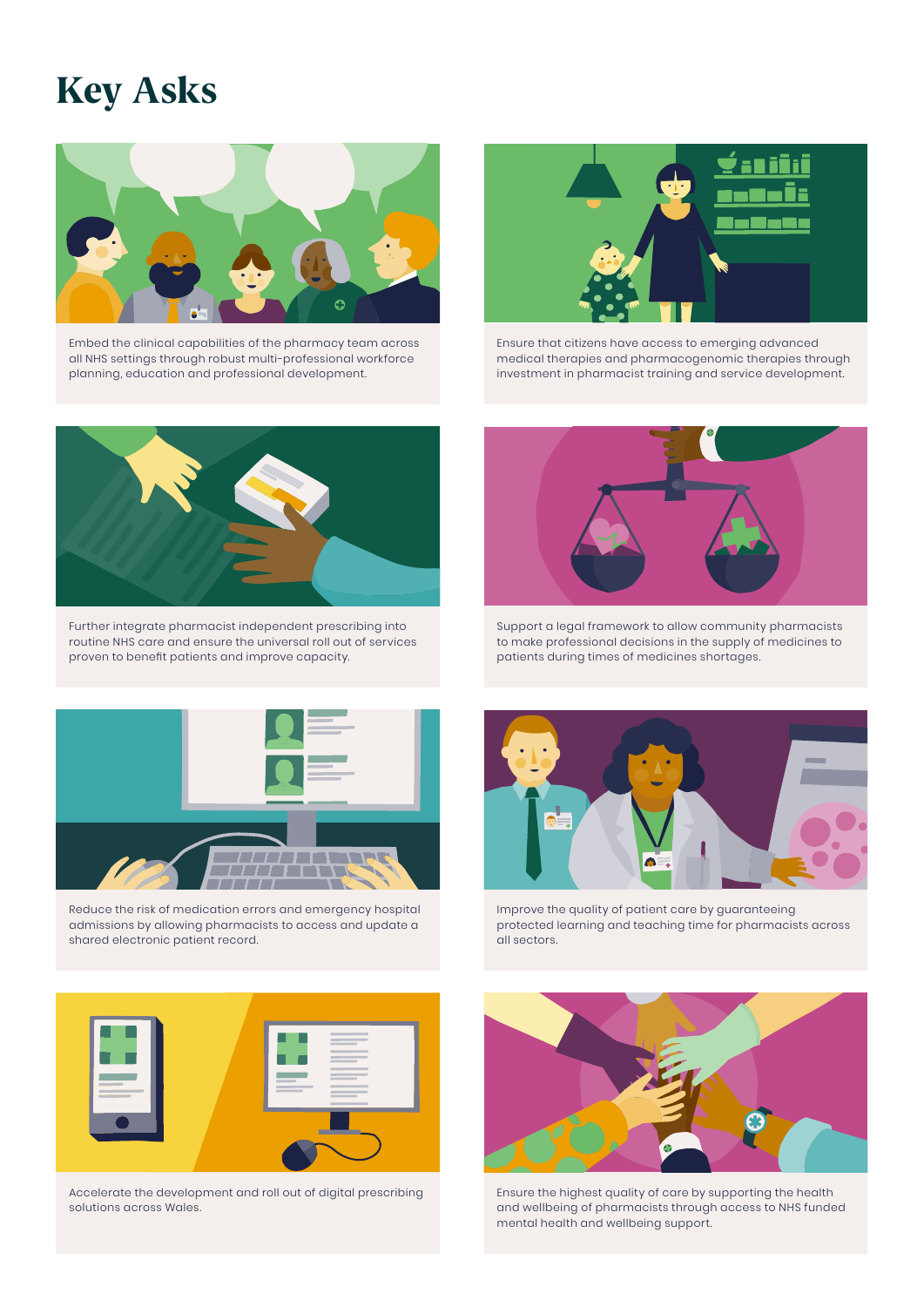# Key Asks

Embed the clinical capabilities of the pharmacy team across all NHS settings through robust multi-professional workforce planning, education and professional development.

Ensure that citizens have access to emerging advanced medical therapies and pharmacogenomic therapies through investment in pharmacist training and service development.

Further integrate pharmacist independent prescribing into routine NHS care and ensure the universal roll out of services proven to benefit patients and improve capacity.

Support a legal framework to allow community pharmacists to make professional decisions in the supply of medicines to patients during times of medicines shortages.

Reduce the risk of medication errors and emergency hospital admissions by allowing pharmacists to access and update a shared electronic patient record.

Improve the quality of patient care by guaranteeing protected learning and teaching time for pharmacists across all sectors.

Accelerate the development and roll out of digital prescribing solutions across Wales.

Ensure the highest quality of care by supporting the health and wellbeing of pharmacists through access to NHS funded mental health and wellbeing support.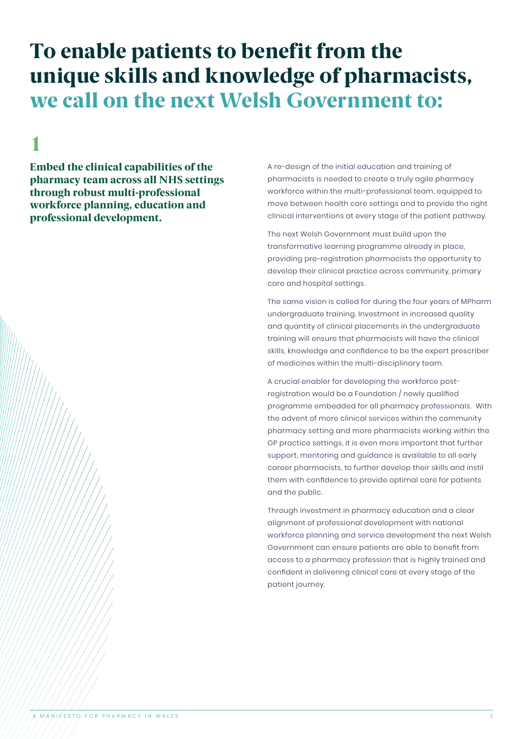# To enable patients to benefit from the unique skills and knowledge of pharmacists, we call on the next Welsh Government to:

## 1

**Embed the clinical capabilities of the pharmacy team across all NHS settings through robust multi-professional workforce planning, education and professional development.**

A re-design of the initial education and training of pharmacists is needed to create a truly agile pharmacy workforce within the multi-professional team, equipped to move between health care settings and to provide the right clinical interventions at every stage of the patient pathway.

The next Welsh Government must build upon the transformative learning programme already in place, providing pre-registration pharmacists the opportunity to develop their clinical practice across community, primary care and hospital settings.

The same vision is called for during the four years of MPharm undergraduate training. Investment in increased quality and quantity of clinical placements in the undergraduate training will ensure that pharmacists will have the clinical skills, knowledge and confidence to be the expert prescriber of medicines within the multi-disciplinary team.

A crucial enabler for developing the workforce post-registration would be a Foundation / newly qualified programme embedded for all pharmacy professionals. With the advent of more clinical services within the community pharmacy setting and more pharmacists working within the GP practice settings, it is even more important that further support, mentoring and guidance is available to all early career pharmacists, to further develop their skills and instil them with confidence to provide optimal care for patients and the public.

Through investment in pharmacy education and a clear alignment of professional development with national workforce planning and service development the next Welsh Government can ensure patients are able to benefit from access to a pharmacy profession that is highly trained and confident in delivering clinical care at every stage of the patient journey.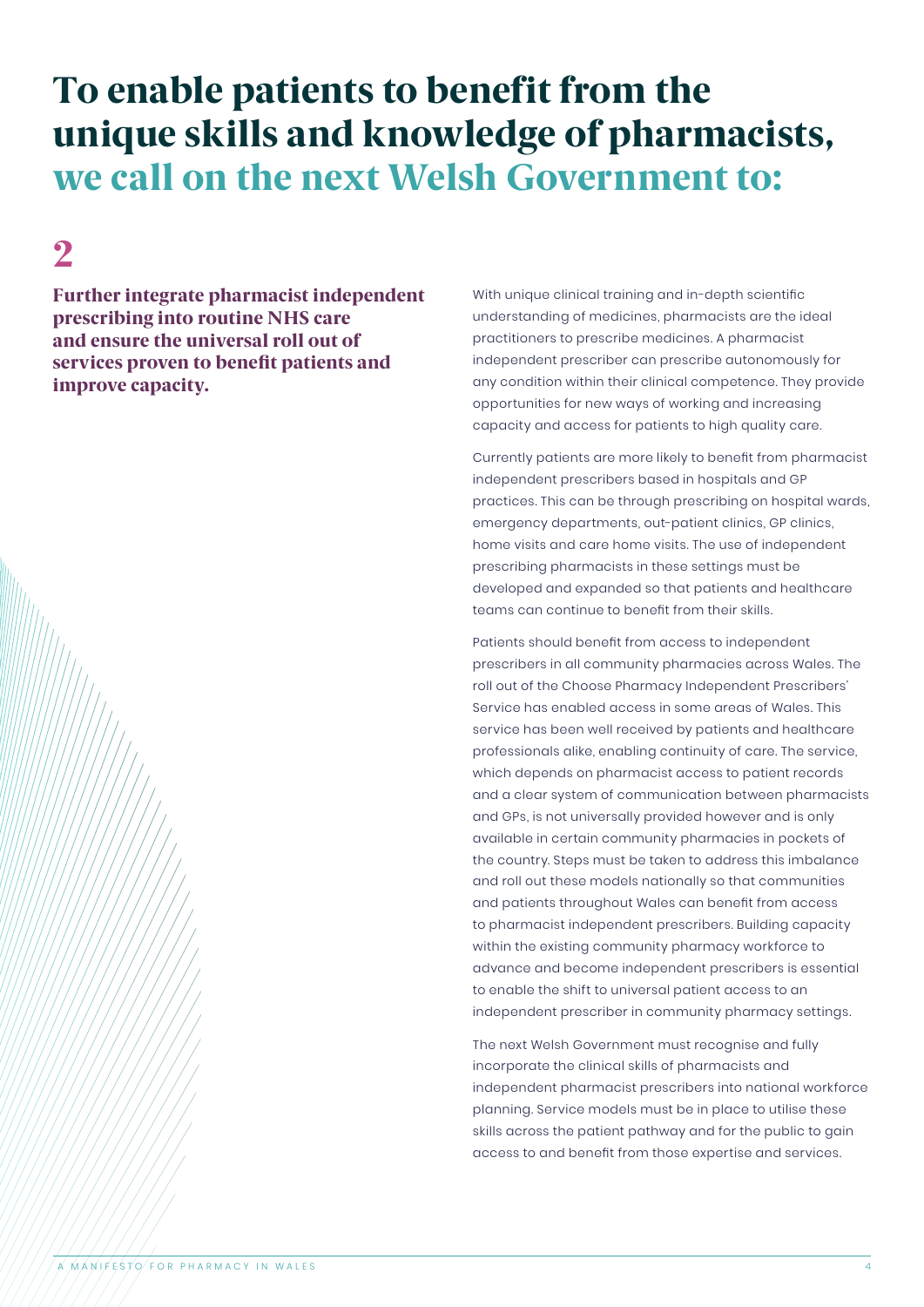# To enable patients to benefit from the unique skills and knowledge of pharmacists, we call on the next Welsh Government to:

## 2

**Further integrate pharmacist independent prescribing into routine NHS care and ensure the universal roll out of services proven to benefit patients and improve capacity.**

With unique clinical training and in-depth scientific understanding of medicines, pharmacists are the ideal practitioners to prescribe medicines. A pharmacist independent prescriber can prescribe autonomously for any condition within their clinical competence. They provide opportunities for new ways of working and increasing capacity and access for patients to high quality care.

Currently patients are more likely to benefit from pharmacist independent prescribers based in hospitals and GP practices. This can be through prescribing on hospital wards, emergency departments, out-patient clinics, GP clinics, home visits and care home visits. The use of independent prescribing pharmacists in these settings must be developed and expanded so that patients and healthcare teams can continue to benefit from their skills.

Patients should benefit from access to independent prescribers in all community pharmacies across Wales. The roll out of the Choose Pharmacy Independent Prescribers' Service has enabled access in some areas of Wales. This service has been well received by patients and healthcare professionals alike, enabling continuity of care. The service, which depends on pharmacist access to patient records and a clear system of communication between pharmacists and GPs, is not universally provided however and is only available in certain community pharmacies in pockets of the country. Steps must be taken to address this imbalance and roll out these models nationally so that communities and patients throughout Wales can benefit from access to pharmacist independent prescribers. Building capacity within the existing community pharmacy workforce to advance and become independent prescribers is essential to enable the shift to universal patient access to an independent prescriber in community pharmacy settings.

The next Welsh Government must recognise and fully incorporate the clinical skills of pharmacists and independent pharmacist prescribers into national workforce planning. Service models must be in place to utilise these skills across the patient pathway and for the public to gain access to and benefit from those expertise and services.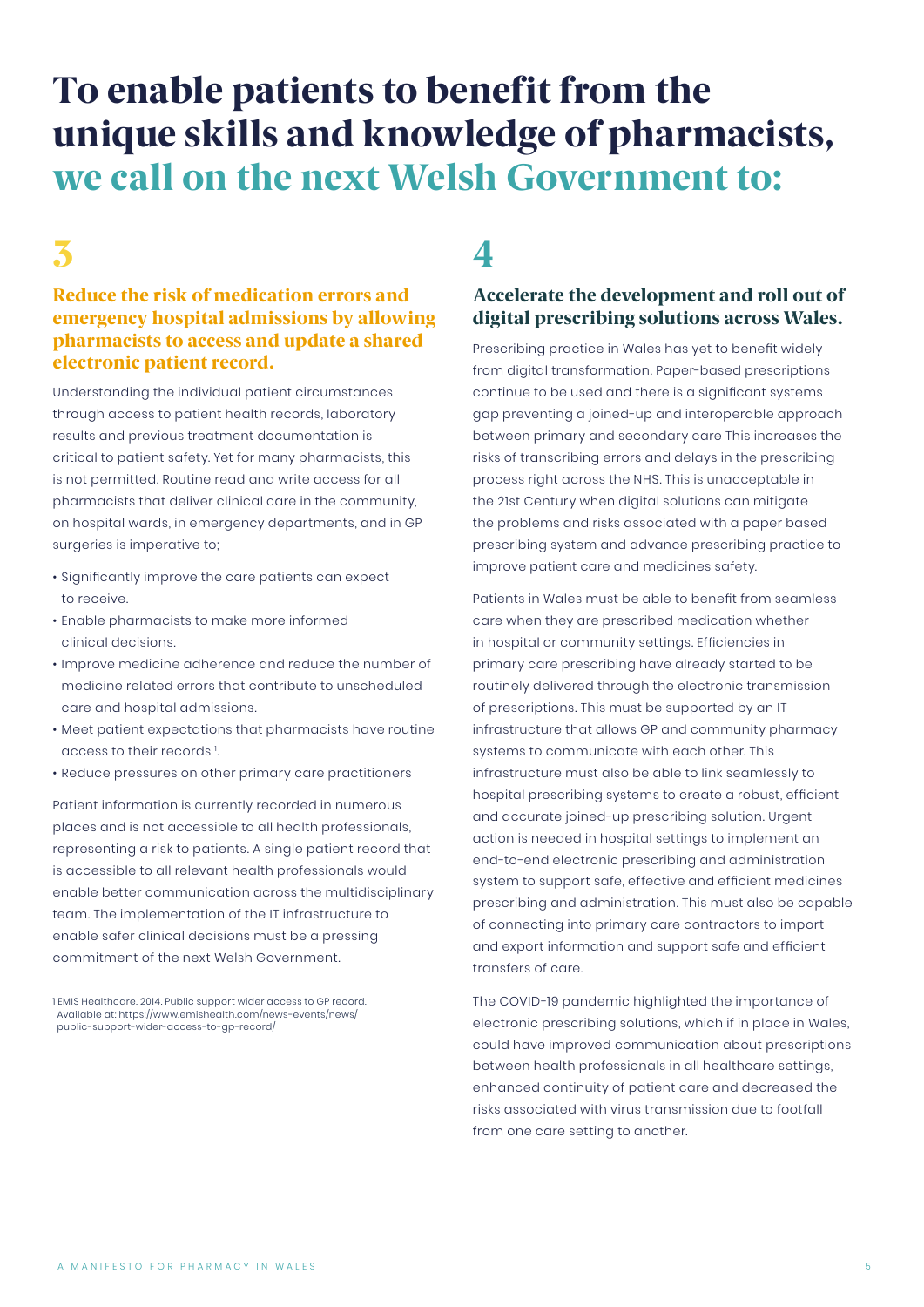# To enable patients to benefit from the unique skills and knowledge of pharmacists, we call on the next Welsh Government to:

## 3

### Reduce the risk of medication errors and emergency hospital admissions by allowing pharmacists to access and update a shared electronic patient record.

Understanding the individual patient circumstances through access to patient health records, laboratory results and previous treatment documentation is critical to patient safety. Yet for many pharmacists, this is not permitted. Routine read and write access for all pharmacists that deliver clinical care in the community, on hospital wards, in emergency departments, and in GP surgeries is imperative to;

- Significantly improve the care patients can expect to receive.
- Enable pharmacists to make more informed clinical decisions.
- Improve medicine adherence and reduce the number of medicine related errors that contribute to unscheduled care and hospital admissions.
- Meet patient expectations that pharmacists have routine access to their records [1].
- Reduce pressures on other primary care practitioners

Patient information is currently recorded in numerous places and is not accessible to all health professionals, representing a risk to patients. A single patient record that is accessible to all relevant health professionals would enable better communication across the multidisciplinary team. The implementation of the IT infrastructure to enable safer clinical decisions must be a pressing commitment of the next Welsh Government.

1 EMIS Healthcare. 2014. Public support wider access to GP record. Available at: https://www.emishealth.com/news-events/news/public-support-wider-access-to-gp-record/

## 4

### Accelerate the development and roll out of digital prescribing solutions across Wales.

Prescribing practice in Wales has yet to benefit widely from digital transformation. Paper-based prescriptions continue to be used and there is a significant systems gap preventing a joined-up and interoperable approach between primary and secondary care This increases the risks of transcribing errors and delays in the prescribing process right across the NHS. This is unacceptable in the 21st Century when digital solutions can mitigate the problems and risks associated with a paper based prescribing system and advance prescribing practice to improve patient care and medicines safety.

Patients in Wales must be able to benefit from seamless care when they are prescribed medication whether in hospital or community settings. Efficiencies in primary care prescribing have already started to be routinely delivered through the electronic transmission of prescriptions. This must be supported by an IT infrastructure that allows GP and community pharmacy systems to communicate with each other. This infrastructure must also be able to link seamlessly to hospital prescribing systems to create a robust, efficient and accurate joined-up prescribing solution. Urgent action is needed in hospital settings to implement an end-to-end electronic prescribing and administration system to support safe, effective and efficient medicines prescribing and administration. This must also be capable of connecting into primary care contractors to import and export information and support safe and efficient transfers of care.

The COVID-19 pandemic highlighted the importance of electronic prescribing solutions, which if in place in Wales, could have improved communication about prescriptions between health professionals in all healthcare settings, enhanced continuity of patient care and decreased the risks associated with virus transmission due to footfall from one care setting to another.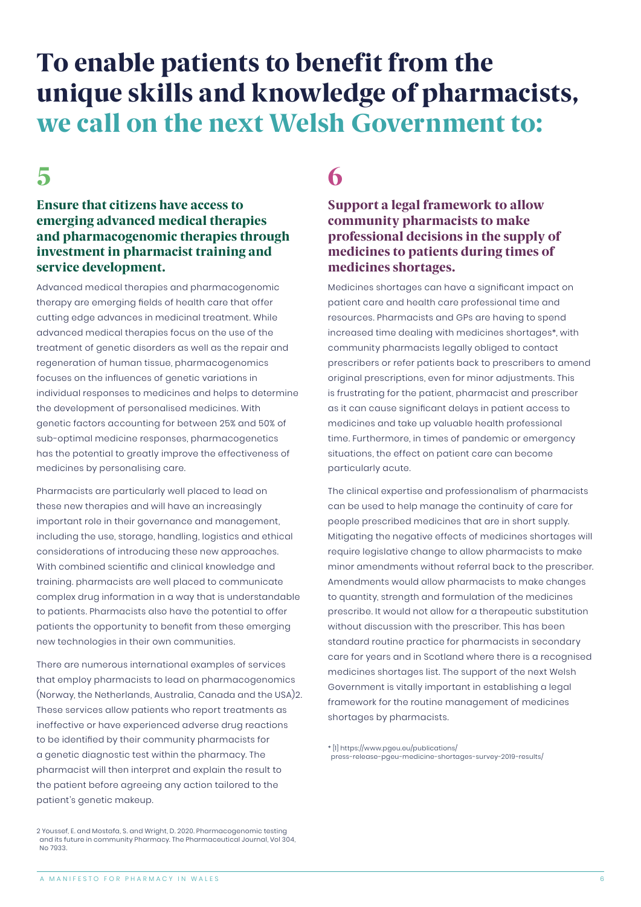# To enable patients to benefit from the unique skills and knowledge of pharmacists, we call on the next Welsh Government to:

## 5

### Ensure that citizens have access to emerging advanced medical therapies and pharmacogenomic therapies through investment in pharmacist training and service development.

Advanced medical therapies and pharmacogenomic therapy are emerging fields of health care that offer cutting edge advances in medicinal treatment. While advanced medical therapies focus on the use of the treatment of genetic disorders as well as the repair and regeneration of human tissue, pharmacogenomics focuses on the influences of genetic variations in individual responses to medicines and helps to determine the development of personalised medicines. With genetic factors accounting for between 25% and 50% of sub-optimal medicine responses, pharmacogenetics has the potential to greatly improve the effectiveness of medicines by personalising care.

Pharmacists are particularly well placed to lead on these new therapies and will have an increasingly important role in their governance and management, including the use, storage, handling, logistics and ethical considerations of introducing these new approaches. With combined scientific and clinical knowledge and training. pharmacists are well placed to communicate complex drug information in a way that is understandable to patients. Pharmacists also have the potential to offer patients the opportunity to benefit from these emerging new technologies in their own communities.

There are numerous international examples of services that employ pharmacists to lead on pharmacogenomics (Norway, the Netherlands, Australia, Canada and the USA)2. These services allow patients who report treatments as ineffective or have experienced adverse drug reactions to be identified by their community pharmacists for a genetic diagnostic test within the pharmacy. The pharmacist will then interpret and explain the result to the patient before agreeing any action tailored to the patient's genetic makeup.

2 Youssef, E. and Mostafa, S. and Wright, D. 2020. Pharmacogenomic testing and its future in community Pharmacy. The Pharmaceutical Journal, Vol 304, No 7933.

## 6

### Support a legal framework to allow community pharmacists to make professional decisions in the supply of medicines to patients during times of medicines shortages.

Medicines shortages can have a significant impact on patient care and health care professional time and resources. Pharmacists and GPs are having to spend increased time dealing with medicines shortages*, with community pharmacists legally obliged to contact prescribers or refer patients back to prescribers to amend original prescriptions, even for minor adjustments. This is frustrating for the patient, pharmacist and prescriber as it can cause significant delays in patient access to medicines and take up valuable health professional time. Furthermore, in times of pandemic or emergency situations, the effect on patient care can become particularly acute.

The clinical expertise and professionalism of pharmacists can be used to help manage the continuity of care for people prescribed medicines that are in short supply. Mitigating the negative effects of medicines shortages will require legislative change to allow pharmacists to make minor amendments without referral back to the prescriber. Amendments would allow pharmacists to make changes to quantity, strength and formulation of the medicines prescribe. It would not allow for a therapeutic substitution without discussion with the prescriber. This has been standard routine practice for pharmacists in secondary care for years and in Scotland where there is a recognised medicines shortages list. The support of the next Welsh Government is vitally important in establishing a legal framework for the routine management of medicines shortages by pharmacists.

* [1] https://www.pgeu.eu/publications/press-release-pgeu-medicine-shortages-survey-2019-results/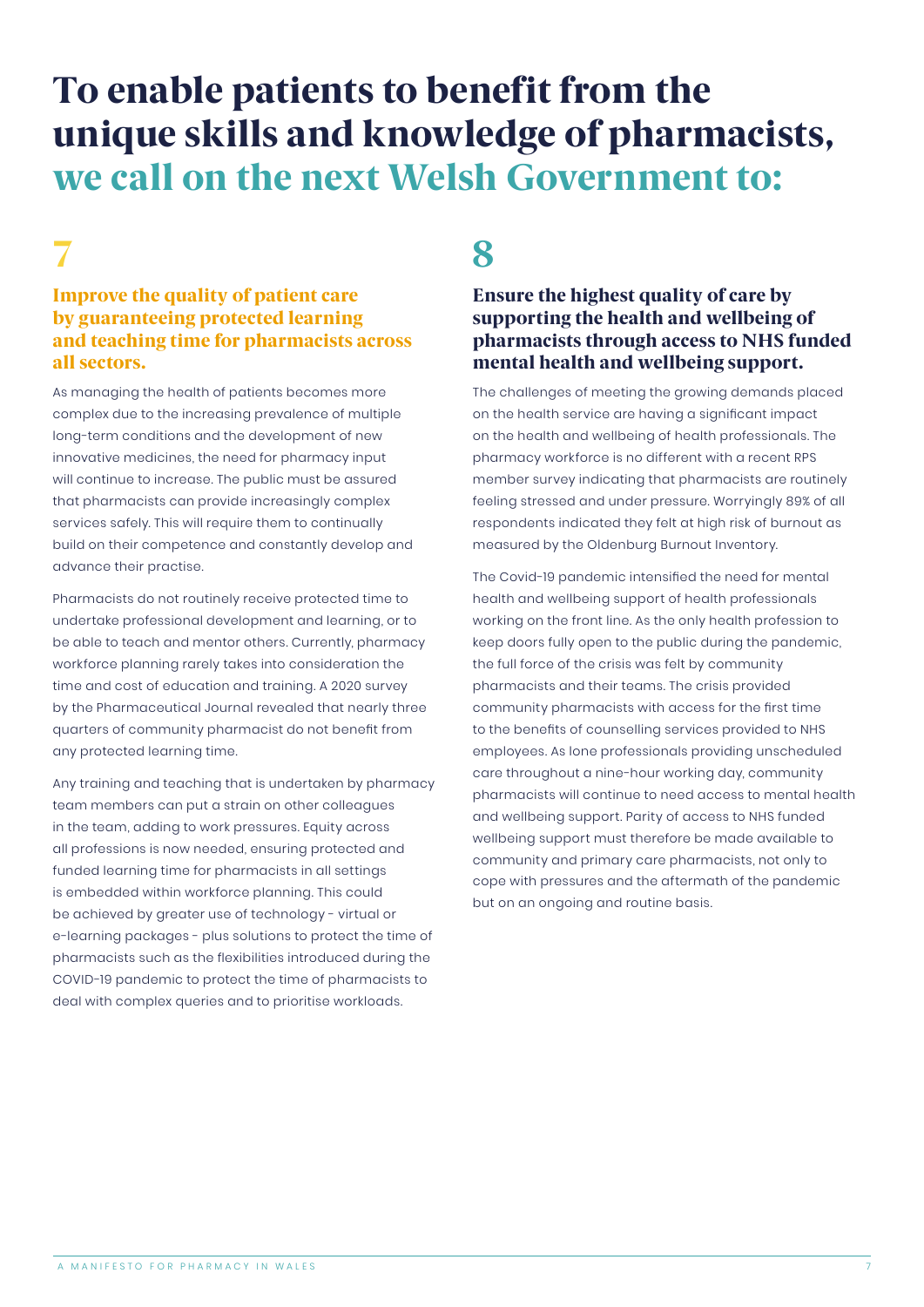# To enable patients to benefit from the unique skills and knowledge of pharmacists, we call on the next Welsh Government to:

## 7

### Improve the quality of patient care by guaranteeing protected learning and teaching time for pharmacists across all sectors.

As managing the health of patients becomes more complex due to the increasing prevalence of multiple long-term conditions and the development of new innovative medicines, the need for pharmacy input will continue to increase. The public must be assured that pharmacists can provide increasingly complex services safely. This will require them to continually build on their competence and constantly develop and advance their practise.

Pharmacists do not routinely receive protected time to undertake professional development and learning, or to be able to teach and mentor others. Currently, pharmacy workforce planning rarely takes into consideration the time and cost of education and training. A 2020 survey by the Pharmaceutical Journal revealed that nearly three quarters of community pharmacist do not benefit from any protected learning time.

Any training and teaching that is undertaken by pharmacy team members can put a strain on other colleagues in the team, adding to work pressures. Equity across all professions is now needed, ensuring protected and funded learning time for pharmacists in all settings is embedded within workforce planning. This could be achieved by greater use of technology - virtual or e-learning packages - plus solutions to protect the time of pharmacists such as the flexibilities introduced during the COVID-19 pandemic to protect the time of pharmacists to deal with complex queries and to prioritise workloads.

## 8

### Ensure the highest quality of care by supporting the health and wellbeing of pharmacists through access to NHS funded mental health and wellbeing support.

The challenges of meeting the growing demands placed on the health service are having a significant impact on the health and wellbeing of health professionals. The pharmacy workforce is no different with a recent RPS member survey indicating that pharmacists are routinely feeling stressed and under pressure. Worryingly 89% of all respondents indicated they felt at high risk of burnout as measured by the Oldenburg Burnout Inventory.

The Covid-19 pandemic intensified the need for mental health and wellbeing support of health professionals working on the front line. As the only health profession to keep doors fully open to the public during the pandemic, the full force of the crisis was felt by community pharmacists and their teams. The crisis provided community pharmacists with access for the first time to the benefits of counselling services provided to NHS employees. As lone professionals providing unscheduled care throughout a nine-hour working day, community pharmacists will continue to need access to mental health and wellbeing support. Parity of access to NHS funded wellbeing support must therefore be made available to community and primary care pharmacists, not only to cope with pressures and the aftermath of the pandemic but on an ongoing and routine basis.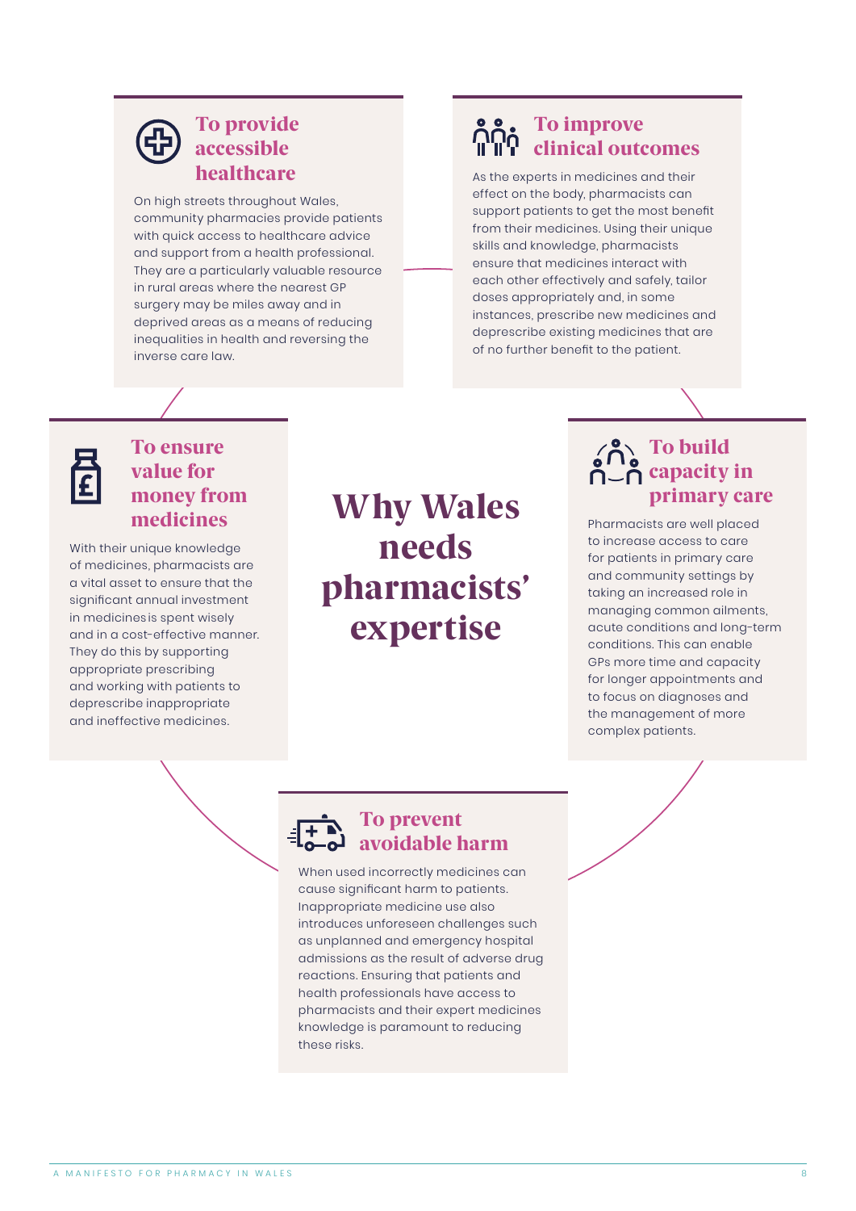# Why Wales needs pharmacists' expertise

## To provide accessible healthcare

On high streets throughout Wales, community pharmacies provide patients with quick access to healthcare advice and support from a health professional. They are a particularly valuable resource in rural areas where the nearest GP surgery may be miles away and in deprived areas as a means of reducing inequalities in health and reversing the inverse care law.

## To improve clinical outcomes

As the experts in medicines and their effect on the body, pharmacists can support patients to get the most benefit from their medicines. Using their unique skills and knowledge, pharmacists ensure that medicines interact with each other effectively and safely, tailor doses appropriately and, in some instances, prescribe new medicines and deprescribe existing medicines that are of no further benefit to the patient.

## To ensure value for money from medicines

With their unique knowledge of medicines, pharmacists are a vital asset to ensure that the significant annual investment in medicinesis spent wisely and in a cost-effective manner. They do this by supporting appropriate prescribing and working with patients to deprescribe inappropriate and ineffective medicines.

## To build capacity in primary care

Pharmacists are well placed to increase access to care for patients in primary care and community settings by taking an increased role in managing common ailments, acute conditions and long-term conditions. This can enable GPs more time and capacity for longer appointments and to focus on diagnoses and the management of more complex patients.

## To prevent avoidable harm

When used incorrectly medicines can cause significant harm to patients. Inappropriate medicine use also introduces unforeseen challenges such as unplanned and emergency hospital admissions as the result of adverse drug reactions. Ensuring that patients and health professionals have access to pharmacists and their expert medicines knowledge is paramount to reducing these risks.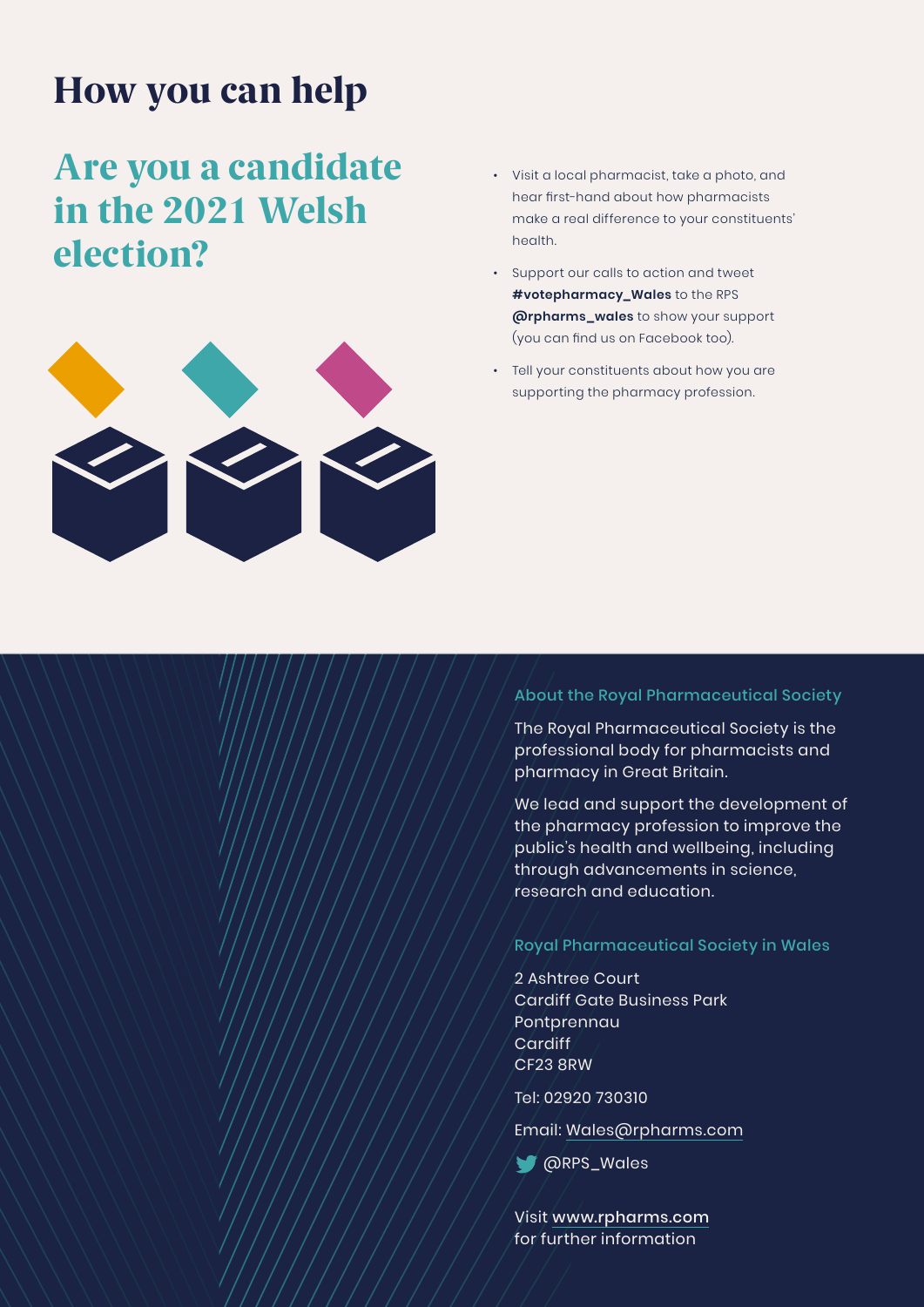# How you can help

## Are you a candidate in the 2021 Welsh election?

- Visit a local pharmacist, take a photo, and hear first-hand about how pharmacists make a real difference to your constituents' health.
- Support our calls to action and tweet **#votepharmacy_Wales** to the RPS **@rpharms_wales** to show your support (you can find us on Facebook too).
- Tell your constituents about how you are supporting the pharmacy profession.

### About the Royal Pharmaceutical Society

The Royal Pharmaceutical Society is the professional body for pharmacists and pharmacy in Great Britain.

We lead and support the development of the pharmacy profession to improve the public's health and wellbeing, including through advancements in science, research and education.

### Royal Pharmaceutical Society in Wales

2 Ashtree Court
Cardiff Gate Business Park
Pontprennau
Cardiff
CF23 8RW

Tel: 02920 730310

Email: Wales@rpharms.com

@RPS_Wales

Visit www.rpharms.com for further information